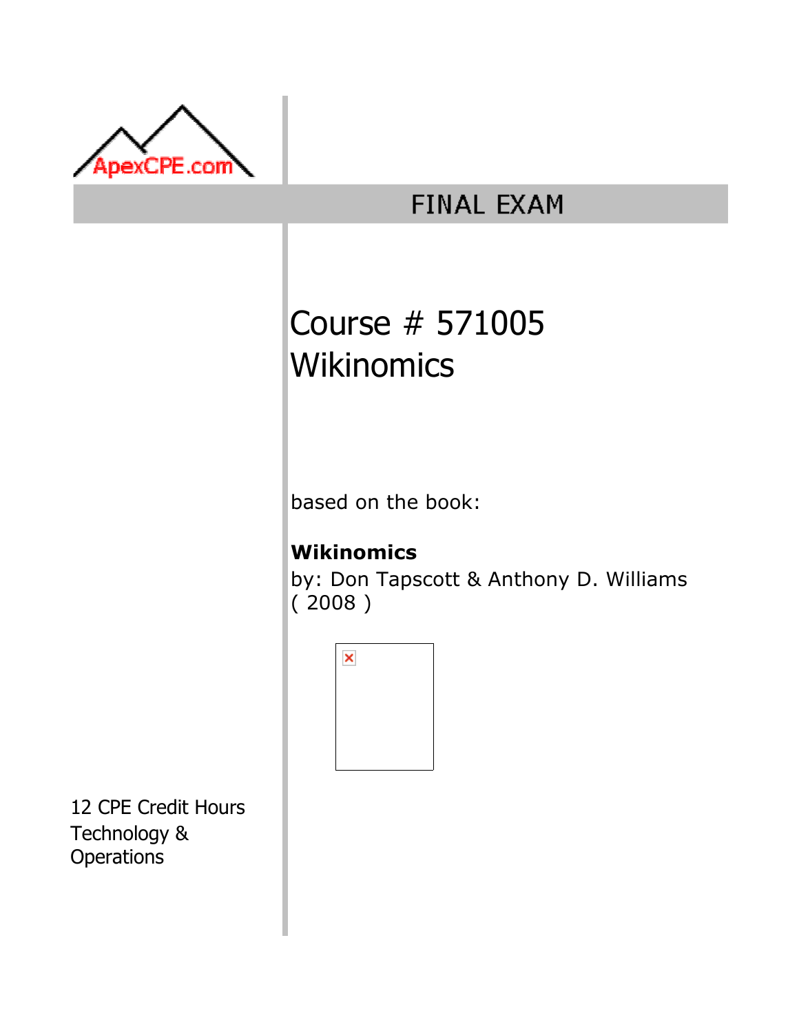ApexCPE.com

# FINAL EXAM

## Course # 571005
## Wikinomics

based on the book:

**Wikinomics**
by: Don Tapscott & Anthony D. Williams
( 2008 )

12 CPE Credit Hours
Technology & Operations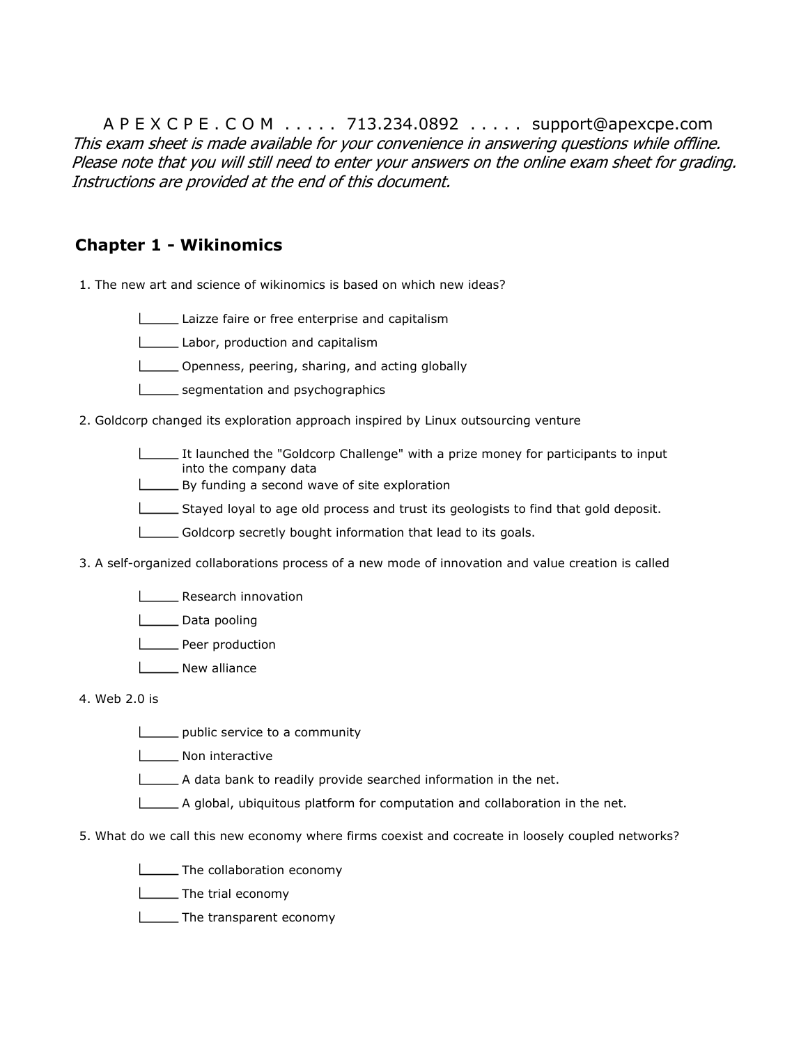A P E X C P E . C O M . . . . . 713.234.0892 . . . . . support@apexcpe.com

*This exam sheet is made available for your convenience in answering questions while offline. Please note that you will still need to enter your answers on the online exam sheet for grading. Instructions are provided at the end of this document.*

## Chapter 1 - Wikinomics

1. The new art and science of wikinomics is based on which new ideas?

   - _____ Laizze faire or free enterprise and capitalism
   - _____ Labor, production and capitalism
   - _____ Openness, peering, sharing, and acting globally
   - _____ segmentation and psychographics

2. Goldcorp changed its exploration approach inspired by Linux outsourcing venture

   - _____ It launched the "Goldcorp Challenge" with a prize money for participants to input into the company data
   - _____ By funding a second wave of site exploration
   - _____ Stayed loyal to age old process and trust its geologists to find that gold deposit.
   - _____ Goldcorp secretly bought information that lead to its goals.

3. A self-organized collaborations process of a new mode of innovation and value creation is called

   - _____ Research innovation
   - _____ Data pooling
   - _____ Peer production
   - _____ New alliance

4. Web 2.0 is

   - _____ public service to a community
   - _____ Non interactive
   - _____ A data bank to readily provide searched information in the net.
   - _____ A global, ubiquitous platform for computation and collaboration in the net.

5. What do we call this new economy where firms coexist and cocreate in loosely coupled networks?

   - _____ The collaboration economy
   - _____ The trial economy
   - _____ The transparent economy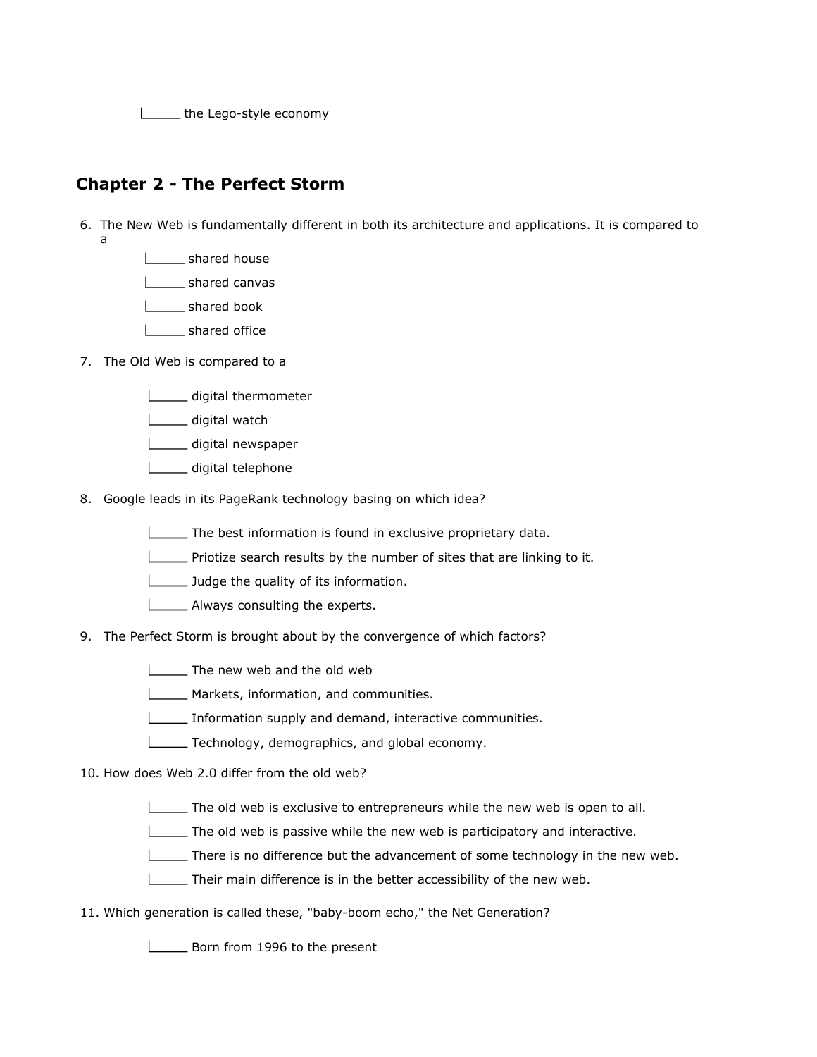- ______ the Lego-style economy

## Chapter 2 - The Perfect Storm

6. The New Web is fundamentally different in both its architecture and applications. It is compared to a
   - ______ shared house
   - ______ shared canvas
   - ______ shared book
   - ______ shared office

7. The Old Web is compared to a
   - ______ digital thermometer
   - ______ digital watch
   - ______ digital newspaper
   - ______ digital telephone

8. Google leads in its PageRank technology basing on which idea?
   - ______ The best information is found in exclusive proprietary data.
   - ______ Priotize search results by the number of sites that are linking to it.
   - ______ Judge the quality of its information.
   - ______ Always consulting the experts.

9. The Perfect Storm is brought about by the convergence of which factors?
   - ______ The new web and the old web
   - ______ Markets, information, and communities.
   - ______ Information supply and demand, interactive communities.
   - ______ Technology, demographics, and global economy.

10. How does Web 2.0 differ from the old web?
    - ______ The old web is exclusive to entrepreneurs while the new web is open to all.
    - ______ The old web is passive while the new web is participatory and interactive.
    - ______ There is no difference but the advancement of some technology in the new web.
    - ______ Their main difference is in the better accessibility of the new web.

11. Which generation is called these, "baby-boom echo," the Net Generation?
    - ______ Born from 1996 to the present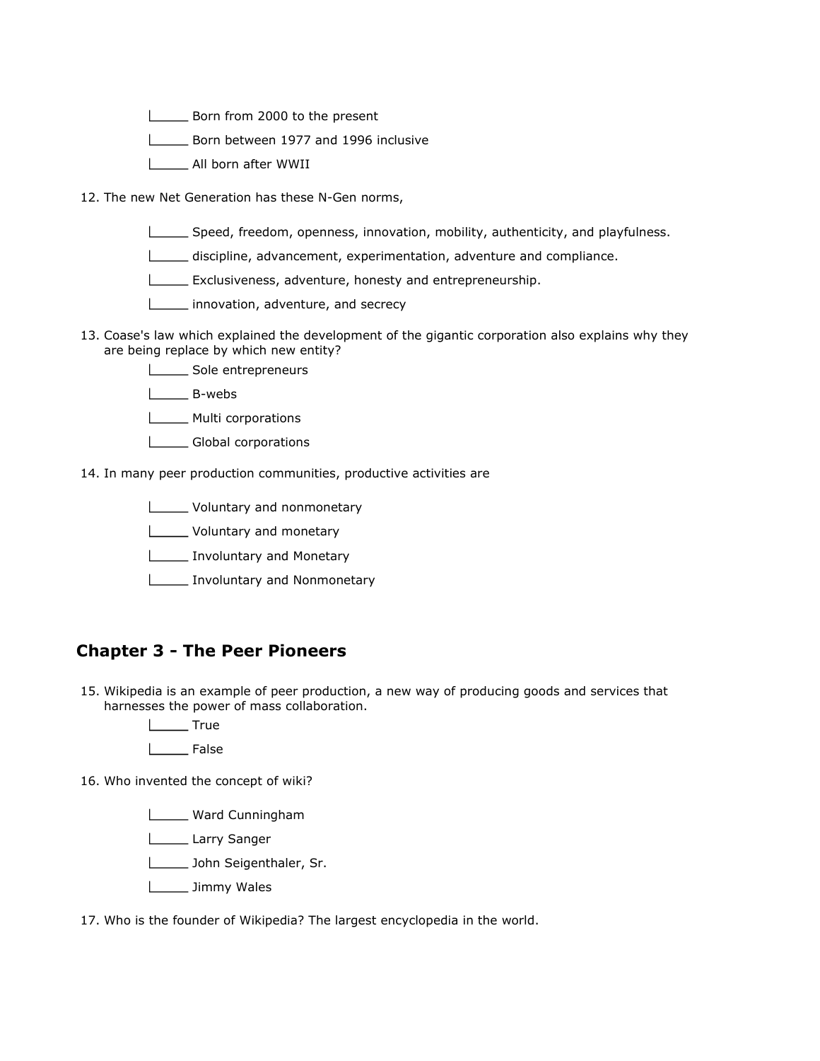- \_\_\_\_\_ Born from 2000 to the present
- \_\_\_\_\_ Born between 1977 and 1996 inclusive
- \_\_\_\_\_ All born after WWII

12. The new Net Generation has these N-Gen norms,

- \_\_\_\_\_ Speed, freedom, openness, innovation, mobility, authenticity, and playfulness.
- \_\_\_\_\_ discipline, advancement, experimentation, adventure and compliance.
- \_\_\_\_\_ Exclusiveness, adventure, honesty and entrepreneurship.
- \_\_\_\_\_ innovation, adventure, and secrecy

13. Coase's law which explained the development of the gigantic corporation also explains why they are being replace by which new entity?

- \_\_\_\_\_ Sole entrepreneurs
- \_\_\_\_\_ B-webs
- \_\_\_\_\_ Multi corporations
- \_\_\_\_\_ Global corporations

14. In many peer production communities, productive activities are

- \_\_\_\_\_ Voluntary and nonmonetary
- \_\_\_\_\_ Voluntary and monetary
- \_\_\_\_\_ Involuntary and Monetary
- \_\_\_\_\_ Involuntary and Nonmonetary

## Chapter 3 - The Peer Pioneers

15. Wikipedia is an example of peer production, a new way of producing goods and services that harnesses the power of mass collaboration.

- \_\_\_\_\_ True
- \_\_\_\_\_ False

16. Who invented the concept of wiki?

- \_\_\_\_\_ Ward Cunningham
- \_\_\_\_\_ Larry Sanger
- \_\_\_\_\_ John Seigenthaler, Sr.
- \_\_\_\_\_ Jimmy Wales

17. Who is the founder of Wikipedia? The largest encyclopedia in the world.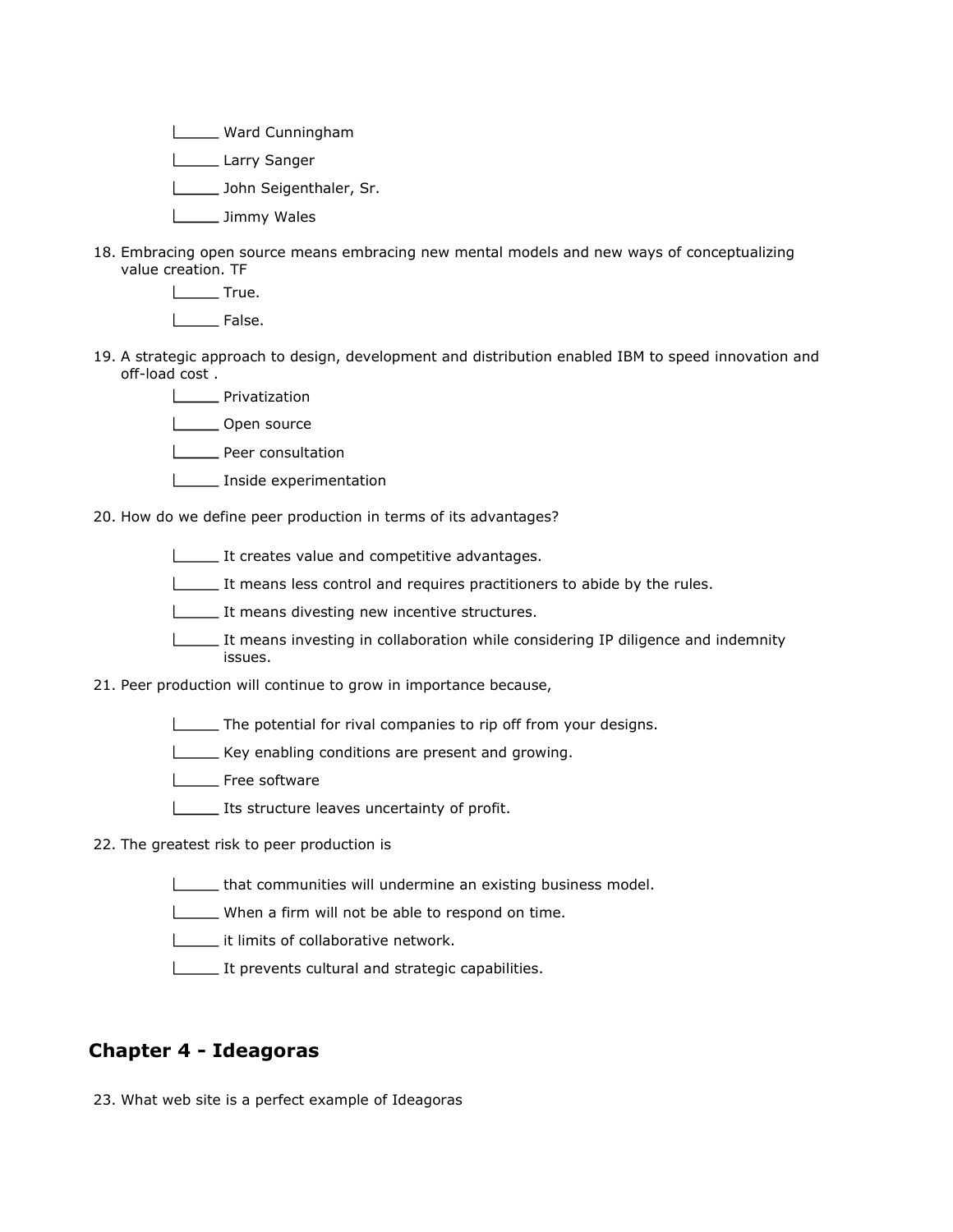- [ ] Ward Cunningham
- [ ] Larry Sanger
- [ ] John Seigenthaler, Sr.
- [ ] Jimmy Wales

18. Embracing open source means embracing new mental models and new ways of conceptualizing value creation. TF
    - [ ] True.
    - [ ] False.

19. A strategic approach to design, development and distribution enabled IBM to speed innovation and off-load cost .
    - [ ] Privatization
    - [ ] Open source
    - [ ] Peer consultation
    - [ ] Inside experimentation

20. How do we define peer production in terms of its advantages?
    - [ ] It creates value and competitive advantages.
    - [ ] It means less control and requires practitioners to abide by the rules.
    - [ ] It means divesting new incentive structures.
    - [ ] It means investing in collaboration while considering IP diligence and indemnity issues.

21. Peer production will continue to grow in importance because,
    - [ ] The potential for rival companies to rip off from your designs.
    - [ ] Key enabling conditions are present and growing.
    - [ ] Free software
    - [ ] Its structure leaves uncertainty of profit.

22. The greatest risk to peer production is
    - [ ] that communities will undermine an existing business model.
    - [ ] When a firm will not be able to respond on time.
    - [ ] it limits of collaborative network.
    - [ ] It prevents cultural and strategic capabilities.

## Chapter 4 - Ideagoras

23. What web site is a perfect example of Ideagoras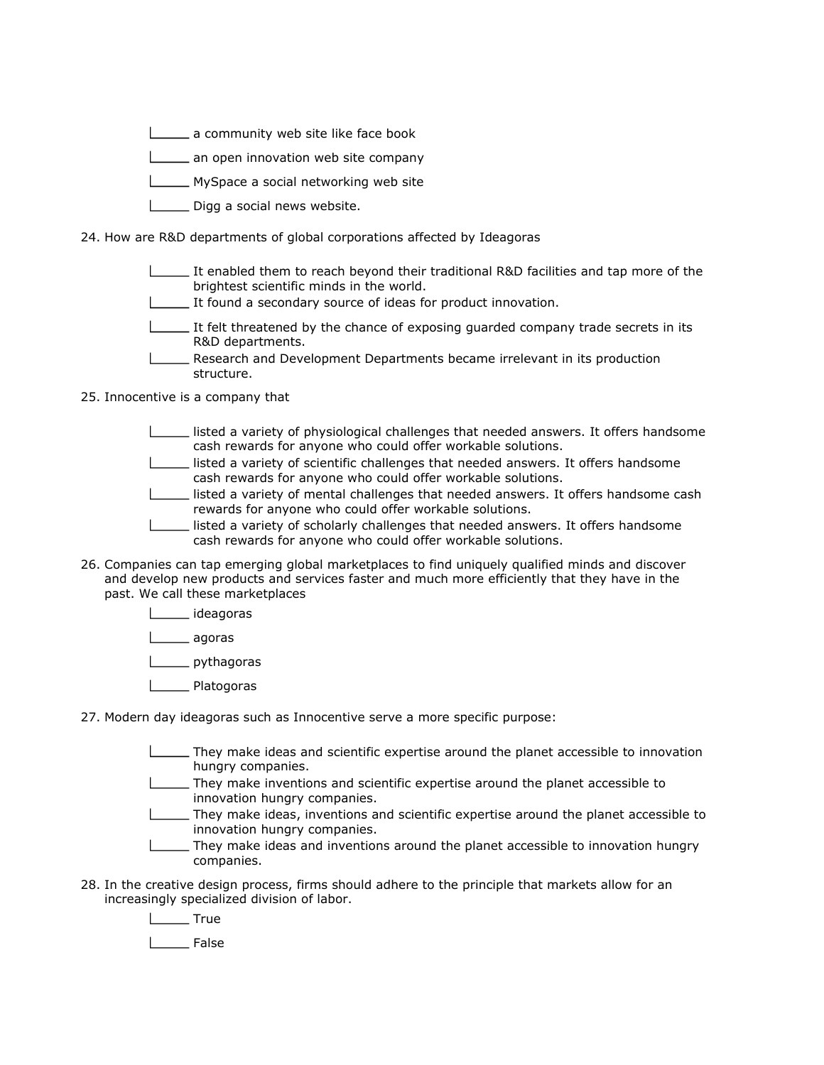- _____ a community web site like face book
- _____ an open innovation web site company
- _____ MySpace a social networking web site
- _____ Digg a social news website.

24. How are R&D departments of global corporations affected by Ideagoras

- _____ It enabled them to reach beyond their traditional R&D facilities and tap more of the brightest scientific minds in the world.
- _____ It found a secondary source of ideas for product innovation.
- _____ It felt threatened by the chance of exposing guarded company trade secrets in its R&D departments.
- _____ Research and Development Departments became irrelevant in its production structure.

25. Innocentive is a company that

- _____ listed a variety of physiological challenges that needed answers. It offers handsome cash rewards for anyone who could offer workable solutions.
- _____ listed a variety of scientific challenges that needed answers. It offers handsome cash rewards for anyone who could offer workable solutions.
- _____ listed a variety of mental challenges that needed answers. It offers handsome cash rewards for anyone who could offer workable solutions.
- _____ listed a variety of scholarly challenges that needed answers. It offers handsome cash rewards for anyone who could offer workable solutions.

26. Companies can tap emerging global marketplaces to find uniquely qualified minds and discover and develop new products and services faster and much more efficiently that they have in the past. We call these marketplaces

- _____ ideagoras
- _____ agoras
- _____ pythagoras
- _____ Platogoras

27. Modern day ideagoras such as Innocentive serve a more specific purpose:

- _____ They make ideas and scientific expertise around the planet accessible to innovation hungry companies.
- _____ They make inventions and scientific expertise around the planet accessible to innovation hungry companies.
- _____ They make ideas, inventions and scientific expertise around the planet accessible to innovation hungry companies.
- _____ They make ideas and inventions around the planet accessible to innovation hungry companies.

28. In the creative design process, firms should adhere to the principle that markets allow for an increasingly specialized division of labor.

- _____ True
- _____ False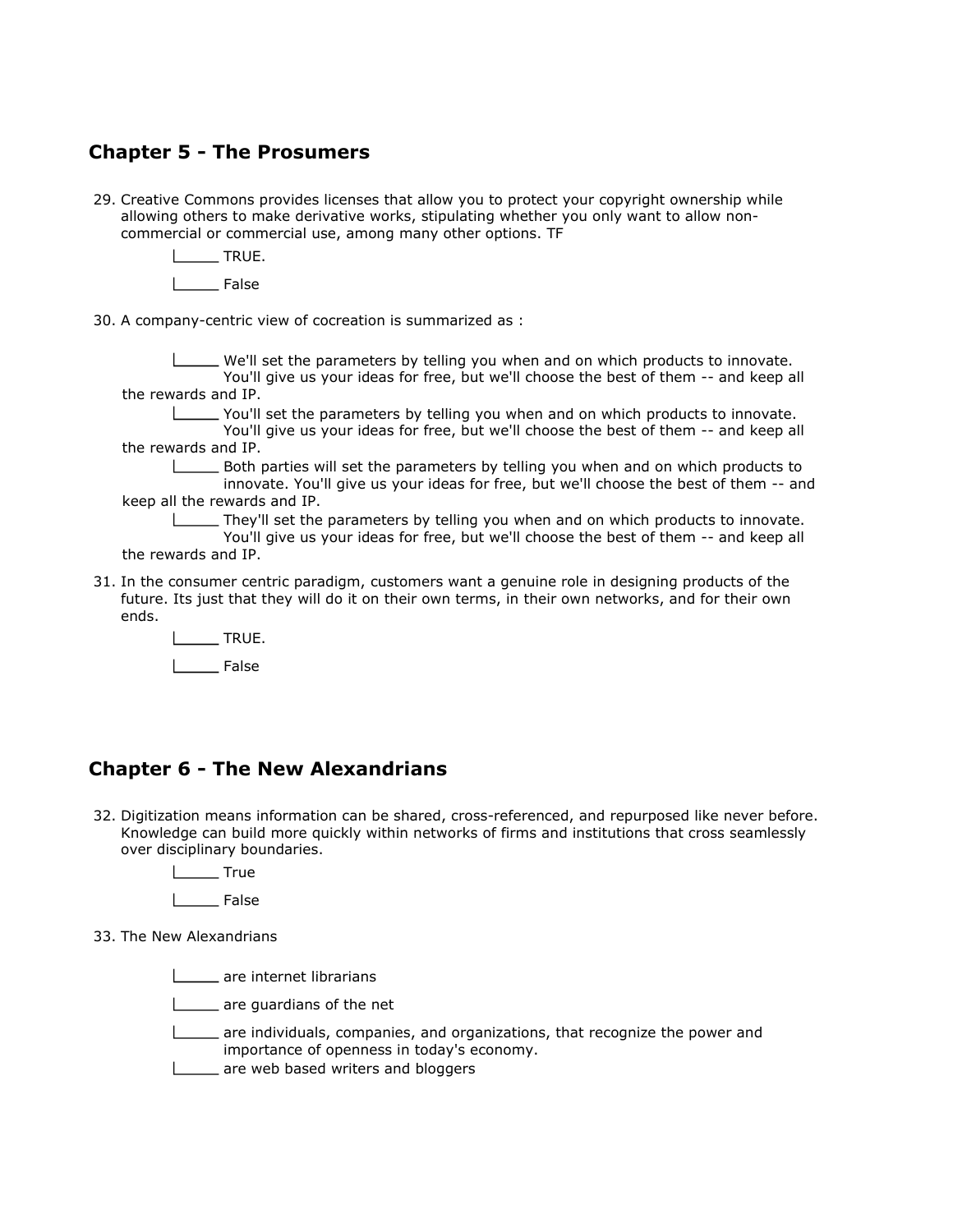## Chapter 5 - The Prosumers

29. Creative Commons provides licenses that allow you to protect your copyright ownership while allowing others to make derivative works, stipulating whether you only want to allow non-commercial or commercial use, among many other options. TF

    - ____ TRUE.
    - ____ False

30. A company-centric view of cocreation is summarized as :

    - ____ We'll set the parameters by telling you when and on which products to innovate. You'll give us your ideas for free, but we'll choose the best of them -- and keep all the rewards and IP.
    - ____ You'll set the parameters by telling you when and on which products to innovate. You'll give us your ideas for free, but we'll choose the best of them -- and keep all the rewards and IP.
    - ____ Both parties will set the parameters by telling you when and on which products to innovate. You'll give us your ideas for free, but we'll choose the best of them -- and keep all the rewards and IP.
    - ____ They'll set the parameters by telling you when and on which products to innovate. You'll give us your ideas for free, but we'll choose the best of them -- and keep all the rewards and IP.

31. In the consumer centric paradigm, customers want a genuine role in designing products of the future. Its just that they will do it on their own terms, in their own networks, and for their own ends.

    - ____ TRUE.
    - ____ False

## Chapter 6 - The New Alexandrians

32. Digitization means information can be shared, cross-referenced, and repurposed like never before. Knowledge can build more quickly within networks of firms and institutions that cross seamlessly over disciplinary boundaries.

    - ____ True
    - ____ False

33. The New Alexandrians

    - ____ are internet librarians
    - ____ are guardians of the net
    - ____ are individuals, companies, and organizations, that recognize the power and importance of openness in today's economy.
    - ____ are web based writers and bloggers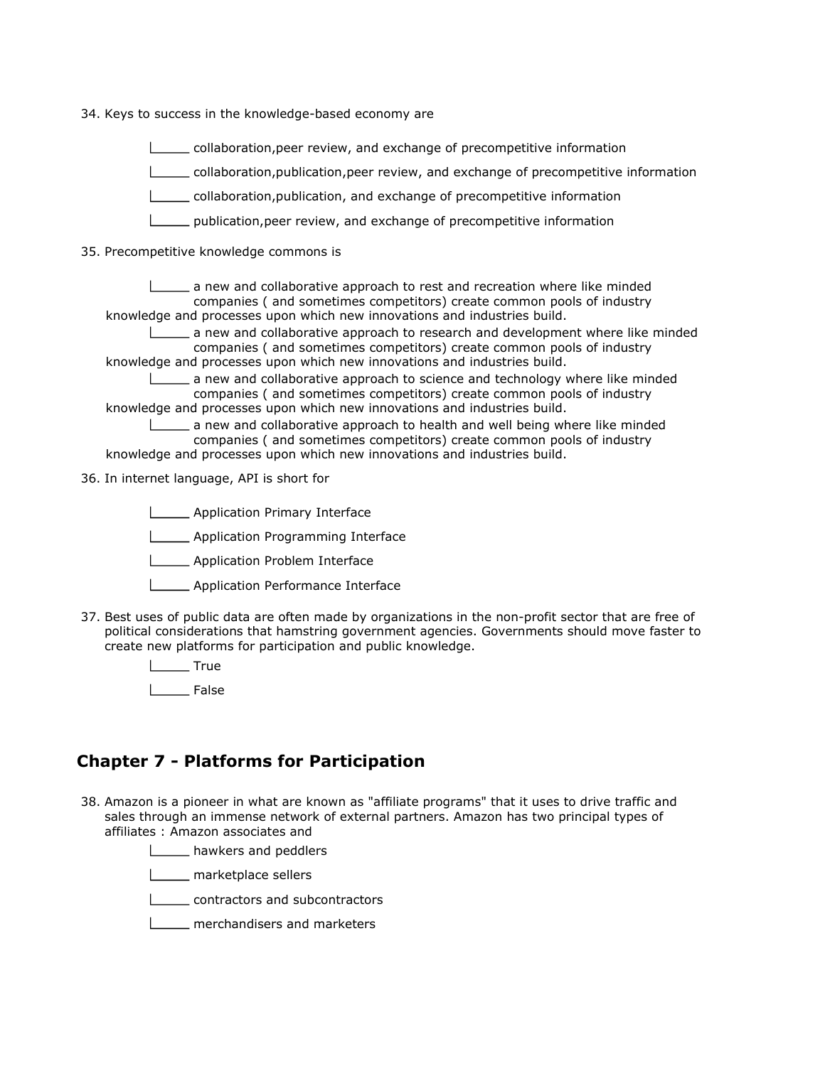34. Keys to success in the knowledge-based economy are

    - ☐ collaboration,peer review, and exchange of precompetitive information
    - ☐ collaboration,publication,peer review, and exchange of precompetitive information
    - ☐ collaboration,publication, and exchange of precompetitive information
    - ☐ publication,peer review, and exchange of precompetitive information

35. Precompetitive knowledge commons is

    - ☐ a new and collaborative approach to rest and recreation where like minded companies ( and sometimes competitors) create common pools of industry knowledge and processes upon which new innovations and industries build.
    - ☐ a new and collaborative approach to research and development where like minded companies ( and sometimes competitors) create common pools of industry knowledge and processes upon which new innovations and industries build.
    - ☐ a new and collaborative approach to science and technology where like minded companies ( and sometimes competitors) create common pools of industry knowledge and processes upon which new innovations and industries build.
    - ☐ a new and collaborative approach to health and well being where like minded companies ( and sometimes competitors) create common pools of industry knowledge and processes upon which new innovations and industries build.

36. In internet language, API is short for

    - ☐ Application Primary Interface
    - ☐ Application Programming Interface
    - ☐ Application Problem Interface
    - ☐ Application Performance Interface

37. Best uses of public data are often made by organizations in the non-profit sector that are free of political considerations that hamstring government agencies. Governments should move faster to create new platforms for participation and public knowledge.

    - ☐ True
    - ☐ False

## Chapter 7 - Platforms for Participation

38. Amazon is a pioneer in what are known as "affiliate programs" that it uses to drive traffic and sales through an immense network of external partners. Amazon has two principal types of affiliates : Amazon associates and

    - ☐ hawkers and peddlers
    - ☐ marketplace sellers
    - ☐ contractors and subcontractors
    - ☐ merchandisers and marketers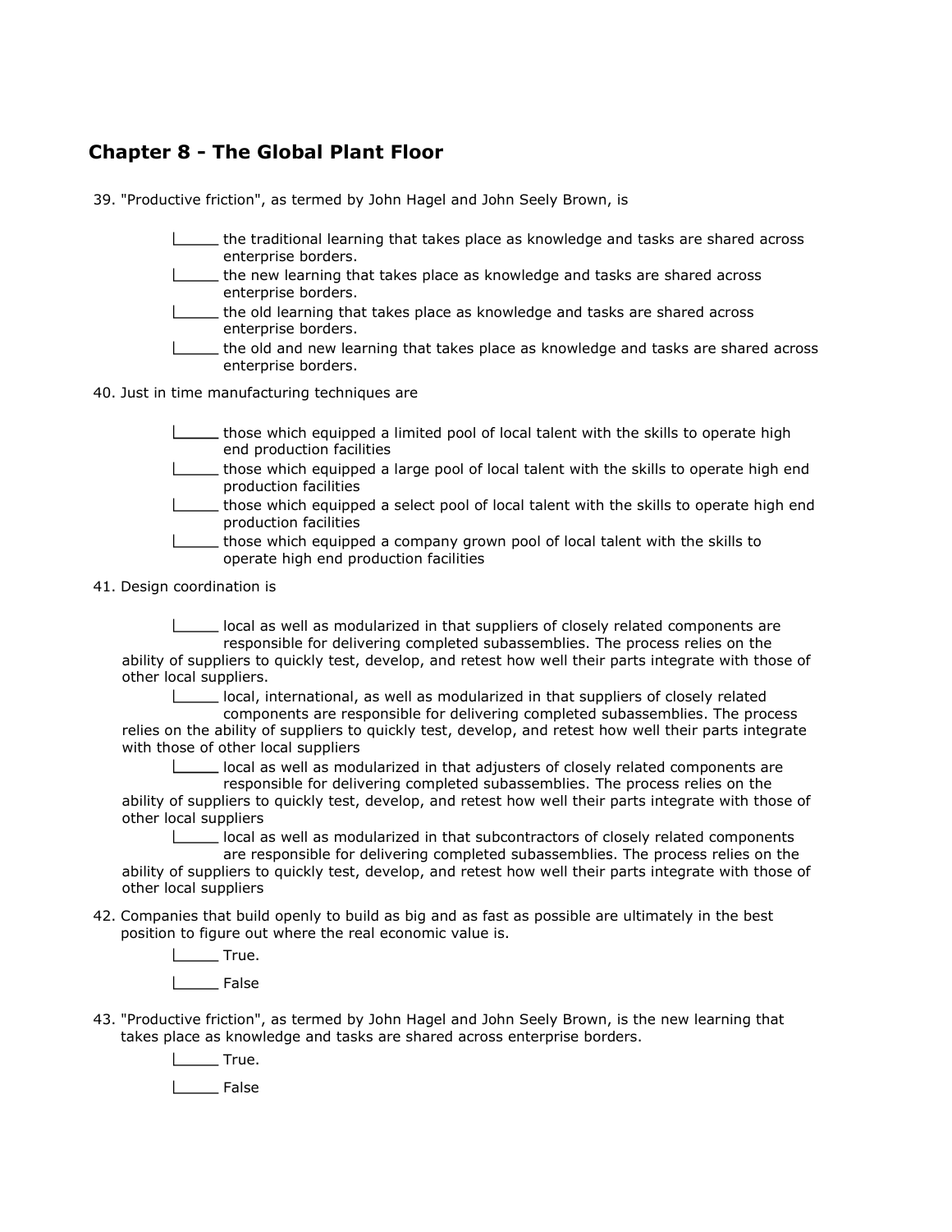## Chapter 8 - The Global Plant Floor

39. "Productive friction", as termed by John Hagel and John Seely Brown, is

    - ______ the traditional learning that takes place as knowledge and tasks are shared across enterprise borders.
    - ______ the new learning that takes place as knowledge and tasks are shared across enterprise borders.
    - ______ the old learning that takes place as knowledge and tasks are shared across enterprise borders.
    - ______ the old and new learning that takes place as knowledge and tasks are shared across enterprise borders.

40. Just in time manufacturing techniques are

    - ______ those which equipped a limited pool of local talent with the skills to operate high end production facilities
    - ______ those which equipped a large pool of local talent with the skills to operate high end production facilities
    - ______ those which equipped a select pool of local talent with the skills to operate high end production facilities
    - ______ those which equipped a company grown pool of local talent with the skills to operate high end production facilities

41. Design coordination is

    - ______ local as well as modularized in that suppliers of closely related components are responsible for delivering completed subassemblies. The process relies on the ability of suppliers to quickly test, develop, and retest how well their parts integrate with those of other local suppliers.
    - ______ local, international, as well as modularized in that suppliers of closely related components are responsible for delivering completed subassemblies. The process relies on the ability of suppliers to quickly test, develop, and retest how well their parts integrate with those of other local suppliers
    - ______ local as well as modularized in that adjusters of closely related components are responsible for delivering completed subassemblies. The process relies on the ability of suppliers to quickly test, develop, and retest how well their parts integrate with those of other local suppliers
    - ______ local as well as modularized in that subcontractors of closely related components are responsible for delivering completed subassemblies. The process relies on the ability of suppliers to quickly test, develop, and retest how well their parts integrate with those of other local suppliers

42. Companies that build openly to build as big and as fast as possible are ultimately in the best position to figure out where the real economic value is.

    - ______ True.
    - ______ False

43. "Productive friction", as termed by John Hagel and John Seely Brown, is the new learning that takes place as knowledge and tasks are shared across enterprise borders.

    - ______ True.
    - ______ False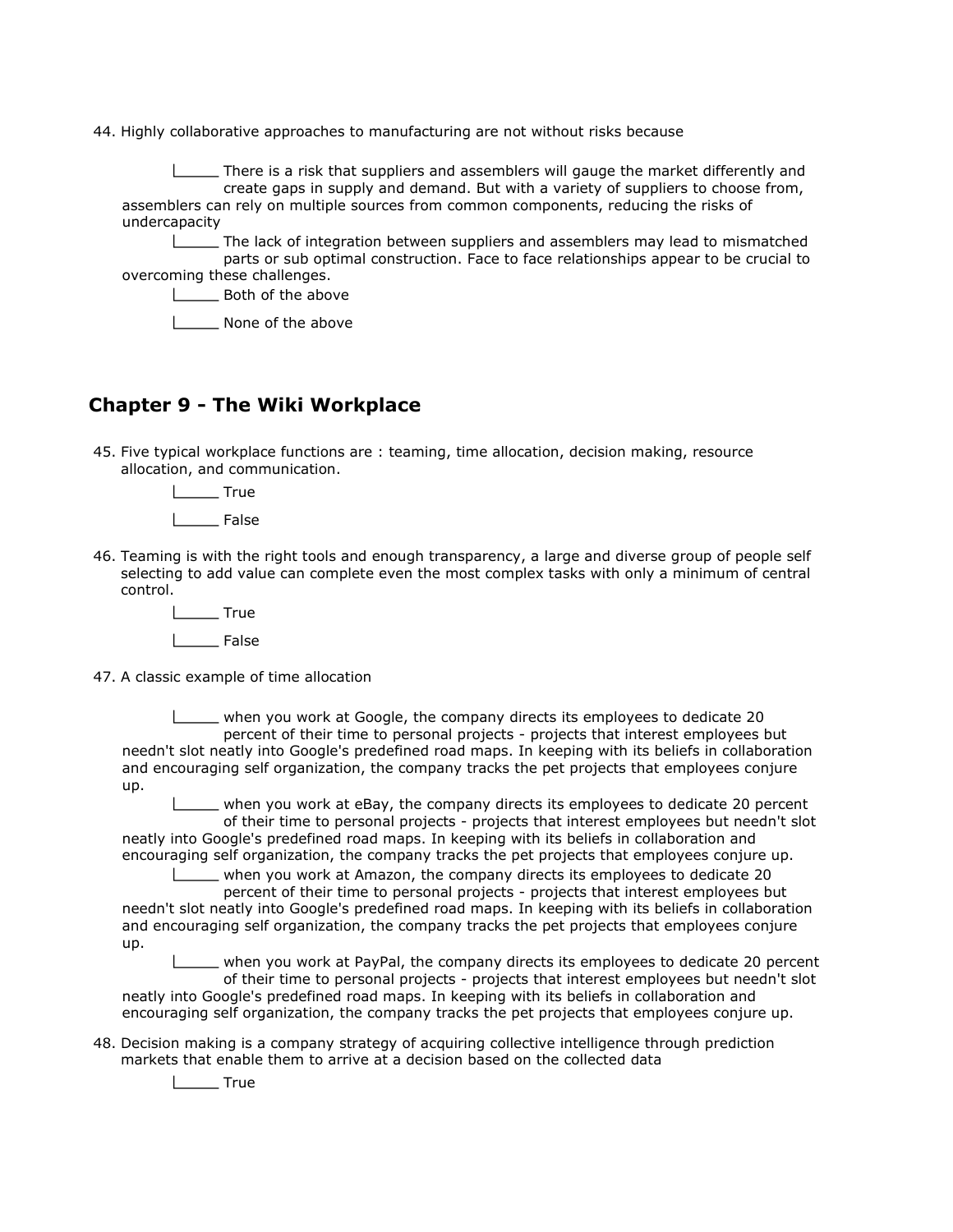44. Highly collaborative approaches to manufacturing are not without risks because

    ______ There is a risk that suppliers and assemblers will gauge the market differently and create gaps in supply and demand. But with a variety of suppliers to choose from, assemblers can rely on multiple sources from common components, reducing the risks of undercapacity

    ______ The lack of integration between suppliers and assemblers may lead to mismatched parts or sub optimal construction. Face to face relationships appear to be crucial to overcoming these challenges.

    ______ Both of the above

    ______ None of the above

## Chapter 9 - The Wiki Workplace

45. Five typical workplace functions are : teaming, time allocation, decision making, resource allocation, and communication.

    ______ True

    ______ False

46. Teaming is with the right tools and enough transparency, a large and diverse group of people self selecting to add value can complete even the most complex tasks with only a minimum of central control.

    ______ True

    ______ False

47. A classic example of time allocation

    ______ when you work at Google, the company directs its employees to dedicate 20 percent of their time to personal projects - projects that interest employees but needn't slot neatly into Google's predefined road maps. In keeping with its beliefs in collaboration and encouraging self organization, the company tracks the pet projects that employees conjure up.

    ______ when you work at eBay, the company directs its employees to dedicate 20 percent of their time to personal projects - projects that interest employees but needn't slot neatly into Google's predefined road maps. In keeping with its beliefs in collaboration and encouraging self organization, the company tracks the pet projects that employees conjure up.

    ______ when you work at Amazon, the company directs its employees to dedicate 20 percent of their time to personal projects - projects that interest employees but needn't slot neatly into Google's predefined road maps. In keeping with its beliefs in collaboration and encouraging self organization, the company tracks the pet projects that employees conjure up.

    ______ when you work at PayPal, the company directs its employees to dedicate 20 percent of their time to personal projects - projects that interest employees but needn't slot neatly into Google's predefined road maps. In keeping with its beliefs in collaboration and encouraging self organization, the company tracks the pet projects that employees conjure up.

48. Decision making is a company strategy of acquiring collective intelligence through prediction markets that enable them to arrive at a decision based on the collected data

    ______ True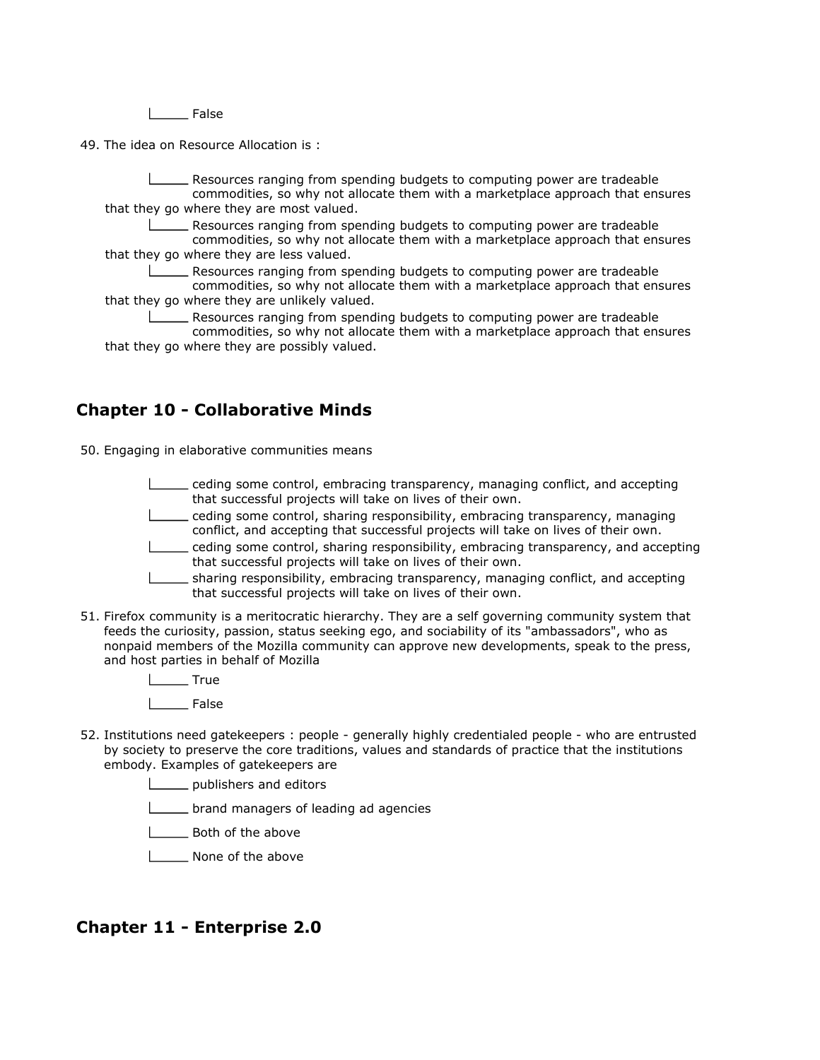_____ False

49. The idea on Resource Allocation is :

    _____ Resources ranging from spending budgets to computing power are tradeable commodities, so why not allocate them with a marketplace approach that ensures that they go where they are most valued.

    _____ Resources ranging from spending budgets to computing power are tradeable commodities, so why not allocate them with a marketplace approach that ensures that they go where they are less valued.

    _____ Resources ranging from spending budgets to computing power are tradeable commodities, so why not allocate them with a marketplace approach that ensures that they go where they are unlikely valued.

    _____ Resources ranging from spending budgets to computing power are tradeable commodities, so why not allocate them with a marketplace approach that ensures that they go where they are possibly valued.

## Chapter 10 - Collaborative Minds

50. Engaging in elaborative communities means

    _____ ceding some control, embracing transparency, managing conflict, and accepting that successful projects will take on lives of their own.

    _____ ceding some control, sharing responsibility, embracing transparency, managing conflict, and accepting that successful projects will take on lives of their own.

    _____ ceding some control, sharing responsibility, embracing transparency, and accepting that successful projects will take on lives of their own.

    _____ sharing responsibility, embracing transparency, managing conflict, and accepting that successful projects will take on lives of their own.

51. Firefox community is a meritocratic hierarchy. They are a self governing community system that feeds the curiosity, passion, status seeking ego, and sociability of its "ambassadors", who as nonpaid members of the Mozilla community can approve new developments, speak to the press, and host parties in behalf of Mozilla

    _____ True

    _____ False

52. Institutions need gatekeepers : people - generally highly credentialed people - who are entrusted by society to preserve the core traditions, values and standards of practice that the institutions embody. Examples of gatekeepers are

    _____ publishers and editors

    _____ brand managers of leading ad agencies

    _____ Both of the above

    _____ None of the above

## Chapter 11 - Enterprise 2.0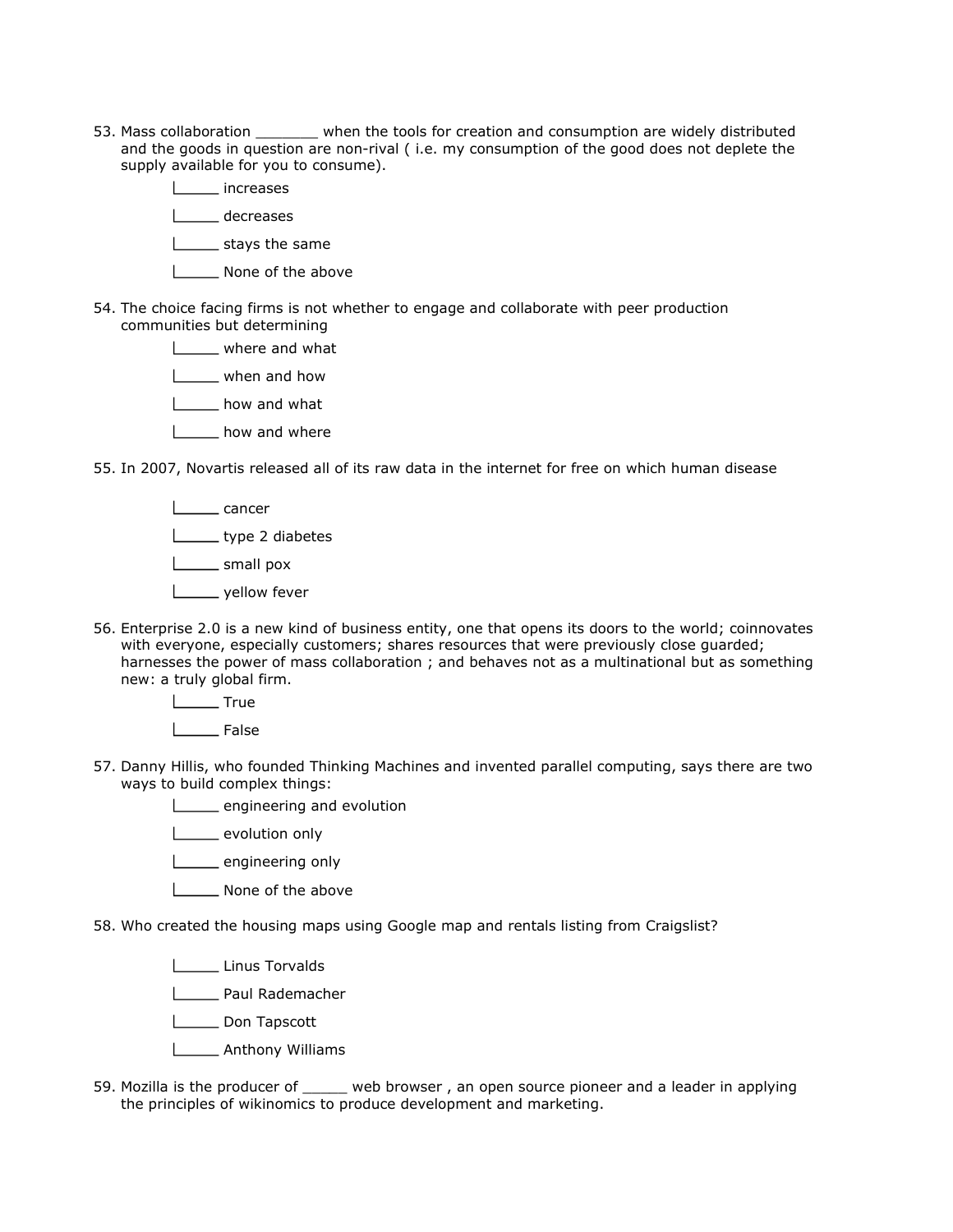53. Mass collaboration _______ when the tools for creation and consumption are widely distributed and the goods in question are non-rival ( i.e. my consumption of the good does not deplete the supply available for you to consume).

    _____ increases

    _____ decreases

    _____ stays the same

    _____ None of the above

54. The choice facing firms is not whether to engage and collaborate with peer production communities but determining

    _____ where and what

    _____ when and how

    _____ how and what

    _____ how and where

55. In 2007, Novartis released all of its raw data in the internet for free on which human disease

    _____ cancer

    _____ type 2 diabetes

    _____ small pox

    _____ yellow fever

56. Enterprise 2.0 is a new kind of business entity, one that opens its doors to the world; coinnovates with everyone, especially customers; shares resources that were previously close guarded; harnesses the power of mass collaboration ; and behaves not as a multinational but as something new: a truly global firm.

    _____ True

    _____ False

57. Danny Hillis, who founded Thinking Machines and invented parallel computing, says there are two ways to build complex things:

    _____ engineering and evolution

    _____ evolution only

    _____ engineering only

    _____ None of the above

58. Who created the housing maps using Google map and rentals listing from Craigslist?

    _____ Linus Torvalds

    _____ Paul Rademacher

    _____ Don Tapscott

    _____ Anthony Williams

59. Mozilla is the producer of _____ web browser , an open source pioneer and a leader in applying the principles of wikinomics to produce development and marketing.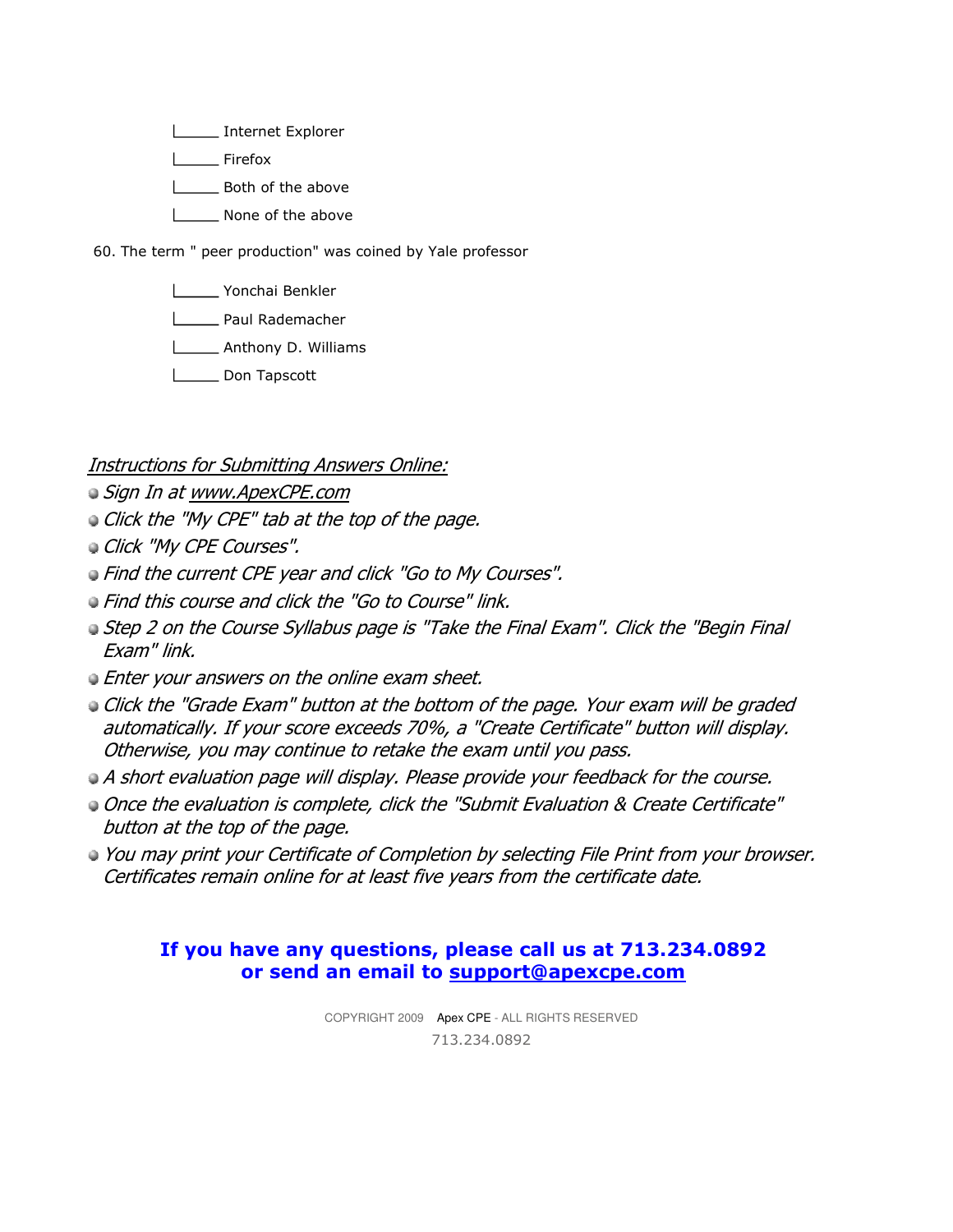- ____ Internet Explorer
- ____ Firefox
- ____ Both of the above
- ____ None of the above

60. The term " peer production" was coined by Yale professor

- ____ Yonchai Benkler
- ____ Paul Rademacher
- ____ Anthony D. Williams
- ____ Don Tapscott

*Instructions for Submitting Answers Online:*

- *Sign In at www.ApexCPE.com*
- *Click the "My CPE" tab at the top of the page.*
- *Click "My CPE Courses".*
- *Find the current CPE year and click "Go to My Courses".*
- *Find this course and click the "Go to Course" link.*
- *Step 2 on the Course Syllabus page is "Take the Final Exam". Click the "Begin Final Exam" link.*
- *Enter your answers on the online exam sheet.*
- *Click the "Grade Exam" button at the bottom of the page. Your exam will be graded automatically. If your score exceeds 70%, a "Create Certificate" button will display. Otherwise, you may continue to retake the exam until you pass.*
- *A short evaluation page will display. Please provide your feedback for the course.*
- *Once the evaluation is complete, click the "Submit Evaluation & Create Certificate" button at the top of the page.*
- *You may print your Certificate of Completion by selecting File Print from your browser. Certificates remain online for at least five years from the certificate date.*

**If you have any questions, please call us at 713.234.0892 or send an email to support@apexcpe.com**

COPYRIGHT 2009 Apex CPE - ALL RIGHTS RESERVED

713.234.0892